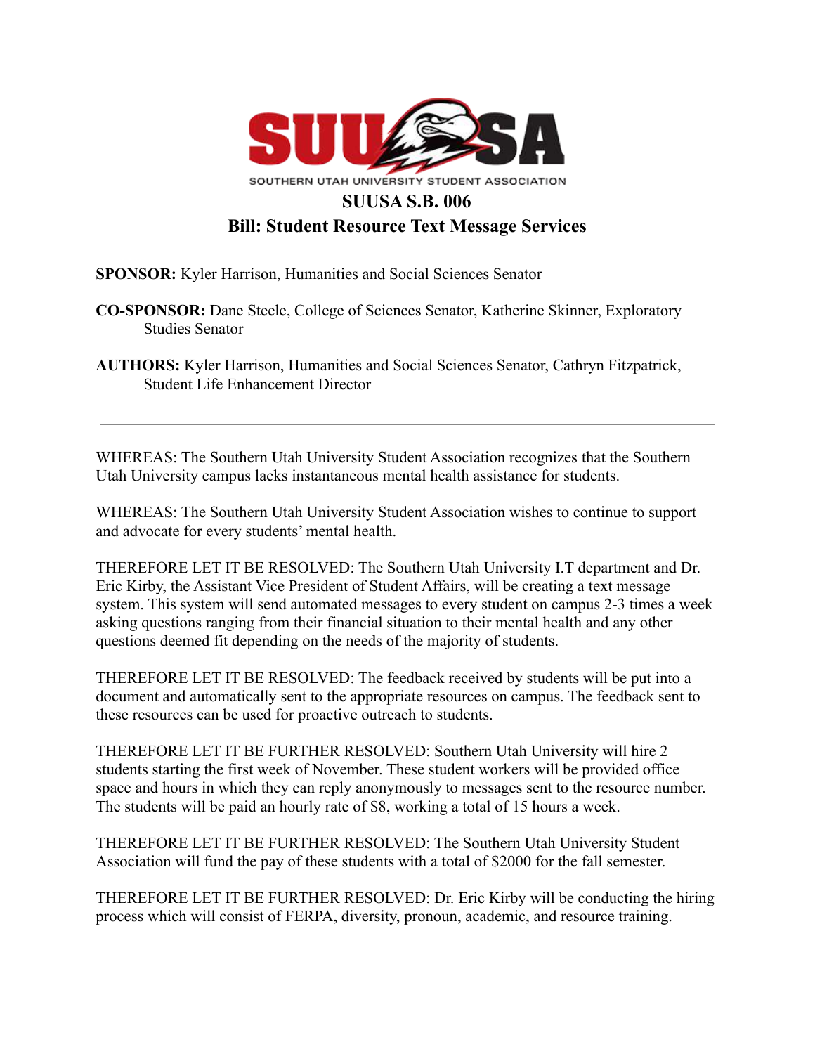SOUTHERN UTAH UNIVERSITY STUDENT ASSOCIATION

# SUUSA S.B. 006

## Bill: Student Resource Text Message Services

**SPONSOR:** Kyler Harrison, Humanities and Social Sciences Senator

**CO-SPONSOR:** Dane Steele, College of Sciences Senator, Katherine Skinner, Exploratory Studies Senator

**AUTHORS:** Kyler Harrison, Humanities and Social Sciences Senator, Cathryn Fitzpatrick, Student Life Enhancement Director

---

WHEREAS: The Southern Utah University Student Association recognizes that the Southern Utah University campus lacks instantaneous mental health assistance for students.

WHEREAS: The Southern Utah University Student Association wishes to continue to support and advocate for every students' mental health.

THEREFORE LET IT BE RESOLVED: The Southern Utah University I.T department and Dr. Eric Kirby, the Assistant Vice President of Student Affairs, will be creating a text message system. This system will send automated messages to every student on campus 2-3 times a week asking questions ranging from their financial situation to their mental health and any other questions deemed fit depending on the needs of the majority of students.

THEREFORE LET IT BE RESOLVED: The feedback received by students will be put into a document and automatically sent to the appropriate resources on campus. The feedback sent to these resources can be used for proactive outreach to students.

THEREFORE LET IT BE FURTHER RESOLVED: Southern Utah University will hire 2 students starting the first week of November. These student workers will be provided office space and hours in which they can reply anonymously to messages sent to the resource number. The students will be paid an hourly rate of $8, working a total of 15 hours a week.

THEREFORE LET IT BE FURTHER RESOLVED: The Southern Utah University Student Association will fund the pay of these students with a total of $2000 for the fall semester.

THEREFORE LET IT BE FURTHER RESOLVED: Dr. Eric Kirby will be conducting the hiring process which will consist of FERPA, diversity, pronoun, academic, and resource training.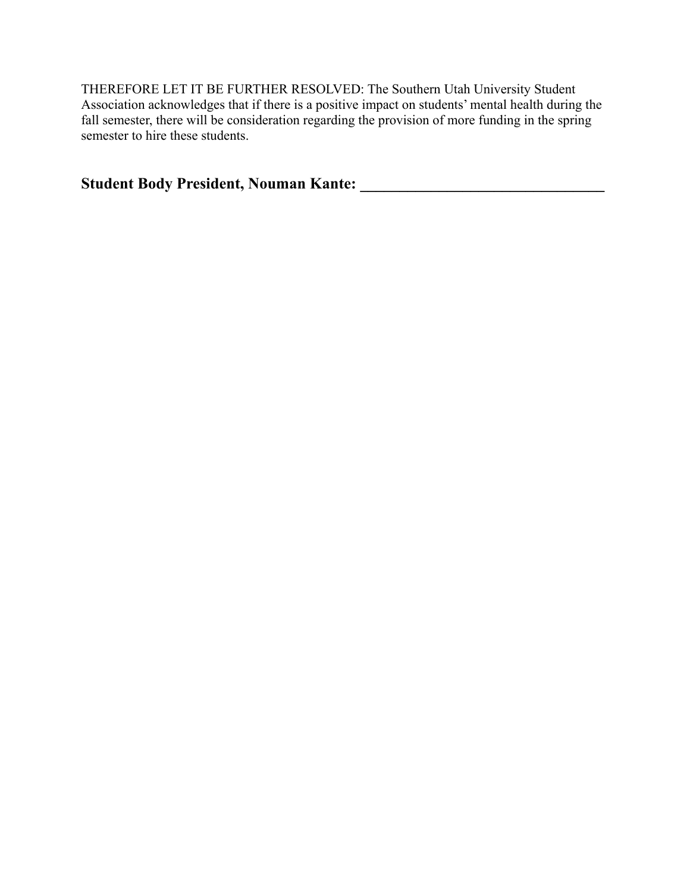THEREFORE LET IT BE FURTHER RESOLVED: The Southern Utah University Student Association acknowledges that if there is a positive impact on students' mental health during the fall semester, there will be consideration regarding the provision of more funding in the spring semester to hire these students.

**Student Body President, Nouman Kante: _______________________________**